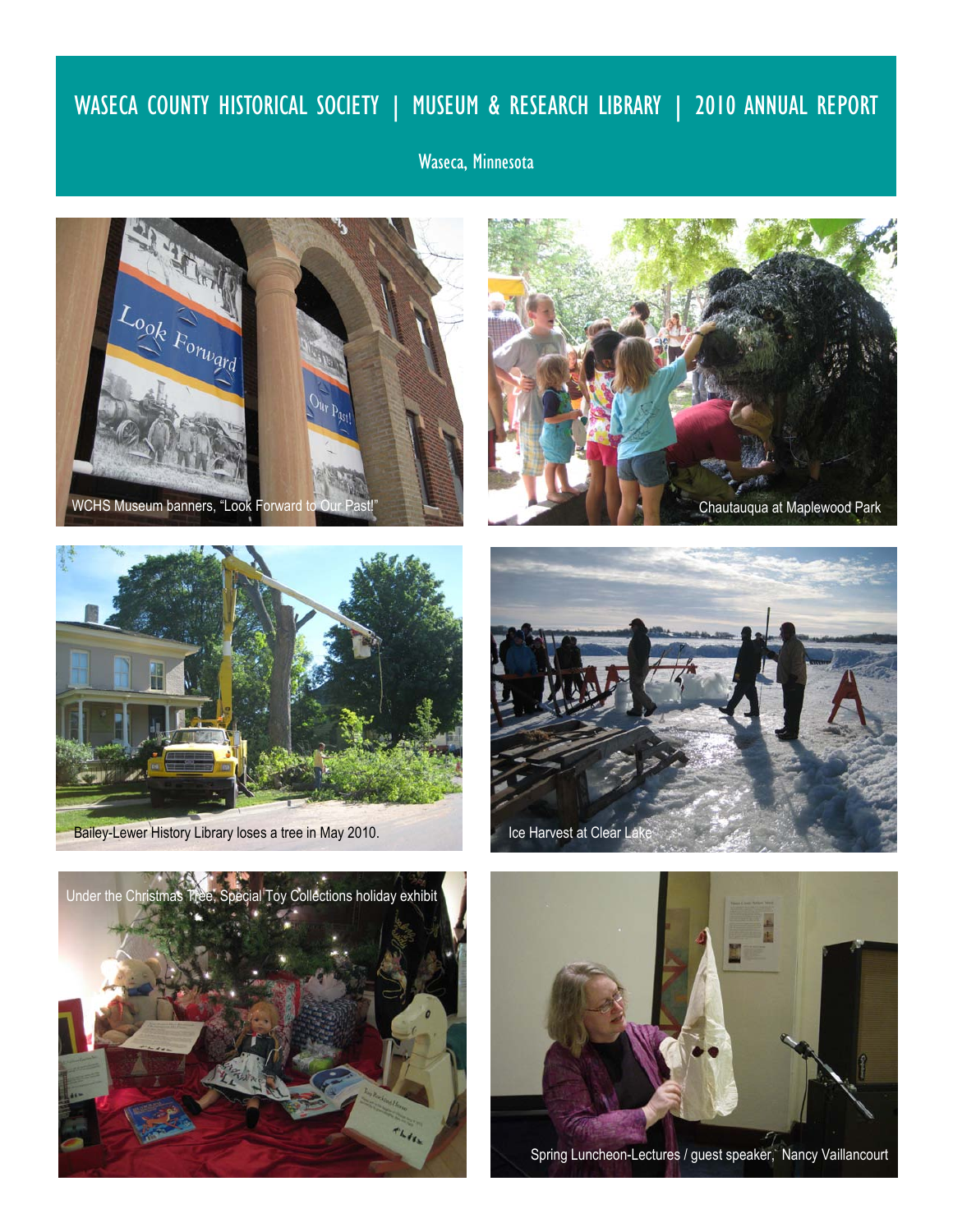# WASECA COUNTY HISTORICAL SOCIETY | MUSEUM & RESEARCH LIBRARY | 2010 ANNUAL REPORT

Waseca, Minnesota

WCHS Museum banners, "Look Forward to Our Past!"

Chautauqua at Maplewood Park

Bailey-Lewer History Library loses a tree in May 2010.

Ice Harvest at Clear Lake

Under the Christmas Tree, Special Toy Collections holiday exhibit

Spring Luncheon-Lectures / guest speaker, Nancy Vaillancourt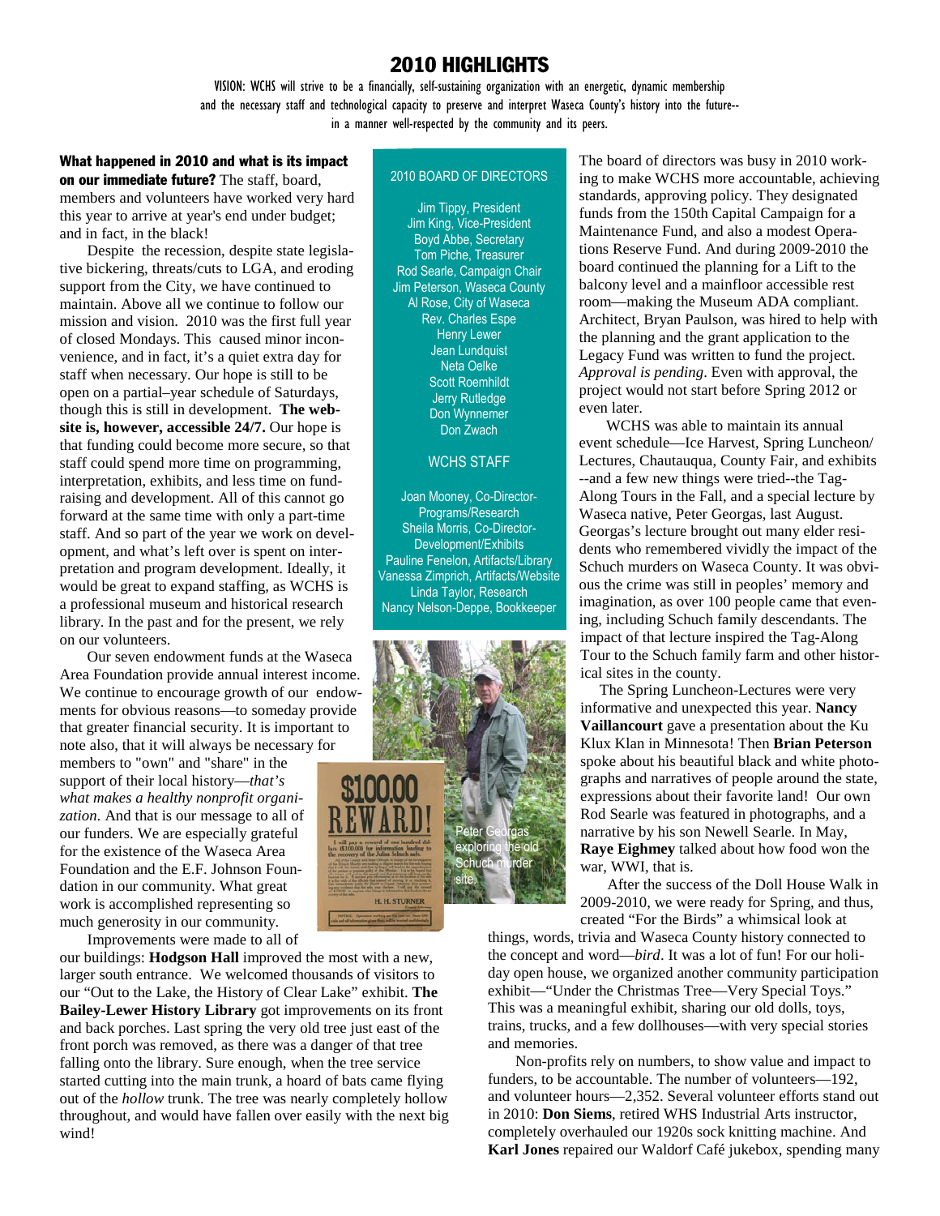# 2010 HIGHLIGHTS

VISION: WCHS will strive to be a financially, self-sustaining organization with an energetic, dynamic membership and the necessary staff and technological capacity to preserve and interpret Waseca County's history into the future--in a manner well-respected by the community and its peers.

**What happened in 2010 and what is its impact on our immediate future?** The staff, board, members and volunteers have worked very hard this year to arrive at year's end under budget; and in fact, in the black!

Despite the recession, despite state legislative bickering, threats/cuts to LGA, and eroding support from the City, we have continued to maintain. Above all we continue to follow our mission and vision. 2010 was the first full year of closed Mondays. This caused minor inconvenience, and in fact, it's a quiet extra day for staff when necessary. Our hope is still to be open on a partial–year schedule of Saturdays, though this is still in development. **The website is, however, accessible 24/7.** Our hope is that funding could become more secure, so that staff could spend more time on programming, interpretation, exhibits, and less time on fundraising and development. All of this cannot go forward at the same time with only a part-time staff. And so part of the year we work on development, and what's left over is spent on interpretation and program development. Ideally, it would be great to expand staffing, as WCHS is a professional museum and historical research library. In the past and for the present, we rely on our volunteers.

Our seven endowment funds at the Waseca Area Foundation provide annual interest income. We continue to encourage growth of our endowments for obvious reasons—to someday provide that greater financial security. It is important to note also, that it will always be necessary for members to "own" and "share" in the support of their local history—*that's what makes a healthy nonprofit organization*. And that is our message to all of our funders. We are especially grateful for the existence of the Waseca Area Foundation and the E.F. Johnson Foundation in our community. What great work is accomplished representing so much generosity in our community.

Improvements were made to all of our buildings: **Hodgson Hall** improved the most with a new, larger south entrance. We welcomed thousands of visitors to our "Out to the Lake, the History of Clear Lake" exhibit. **The Bailey-Lewer History Library** got improvements on its front and back porches. Last spring the very old tree just east of the front porch was removed, as there was a danger of that tree falling onto the library. Sure enough, when the tree service started cutting into the main trunk, a hoard of bats came flying out of the *hollow* trunk. The tree was nearly completely hollow throughout, and would have fallen over easily with the next big wind!

**2010 BOARD OF DIRECTORS**

Jim Tippy, President
Jim King, Vice-President
Boyd Abbe, Secretary
Tom Piche, Treasurer
Rod Searle, Campaign Chair
Jim Peterson, Waseca County
Al Rose, City of Waseca
Rev. Charles Espe
Henry Lewer
Jean Lundquist
Neta Oelke
Scott Roemhildt
Jerry Rutledge
Don Wynnemer
Don Zwach

**WCHS STAFF**

Joan Mooney, Co-Director-Programs/Research
Sheila Morris, Co-Director-Development/Exhibits
Pauline Fenelon, Artifacts/Library
Vanessa Zimprich, Artifacts/Website
Linda Taylor, Research
Nancy Nelson-Deppe, Bookkeeper

Peter Georgas exploring the old Schuch murder site.

The board of directors was busy in 2010 working to make WCHS more accountable, achieving standards, approving policy. They designated funds from the 150th Capital Campaign for a Maintenance Fund, and also a modest Operations Reserve Fund. And during 2009-2010 the board continued the planning for a Lift to the balcony level and a mainfloor accessible rest room—making the Museum ADA compliant. Architect, Bryan Paulson, was hired to help with the planning and the grant application to the Legacy Fund was written to fund the project. *Approval is pending*. Even with approval, the project would not start before Spring 2012 or even later.

WCHS was able to maintain its annual event schedule—Ice Harvest, Spring Luncheon/ Lectures, Chautauqua, County Fair, and exhibits --and a few new things were tried--the Tag-Along Tours in the Fall, and a special lecture by Waseca native, Peter Georgas, last August. Georgas's lecture brought out many elder residents who remembered vividly the impact of the Schuch murders on Waseca County. It was obvious the crime was still in peoples' memory and imagination, as over 100 people came that evening, including Schuch family descendants. The impact of that lecture inspired the Tag-Along Tour to the Schuch family farm and other historical sites in the county.

The Spring Luncheon-Lectures were very informative and unexpected this year. **Nancy Vaillancourt** gave a presentation about the Ku Klux Klan in Minnesota! Then **Brian Peterson** spoke about his beautiful black and white photographs and narratives of people around the state, expressions about their favorite land! Our own Rod Searle was featured in photographs, and a narrative by his son Newell Searle. In May, **Raye Eighmey** talked about how food won the war, WWI, that is.

After the success of the Doll House Walk in 2009-2010, we were ready for Spring, and thus, created "For the Birds" a whimsical look at things, words, trivia and Waseca County history connected to the concept and word—*bird*. It was a lot of fun! For our holiday open house, we organized another community participation exhibit—"Under the Christmas Tree—Very Special Toys." This was a meaningful exhibit, sharing our old dolls, toys, trains, trucks, and a few dollhouses—with very special stories and memories.

Non-profits rely on numbers, to show value and impact to funders, to be accountable. The number of volunteers—192, and volunteer hours—2,352. Several volunteer efforts stand out in 2010: **Don Siems**, retired WHS Industrial Arts instructor, completely overhauled our 1920s sock knitting machine. And **Karl Jones** repaired our Waldorf Café jukebox, spending many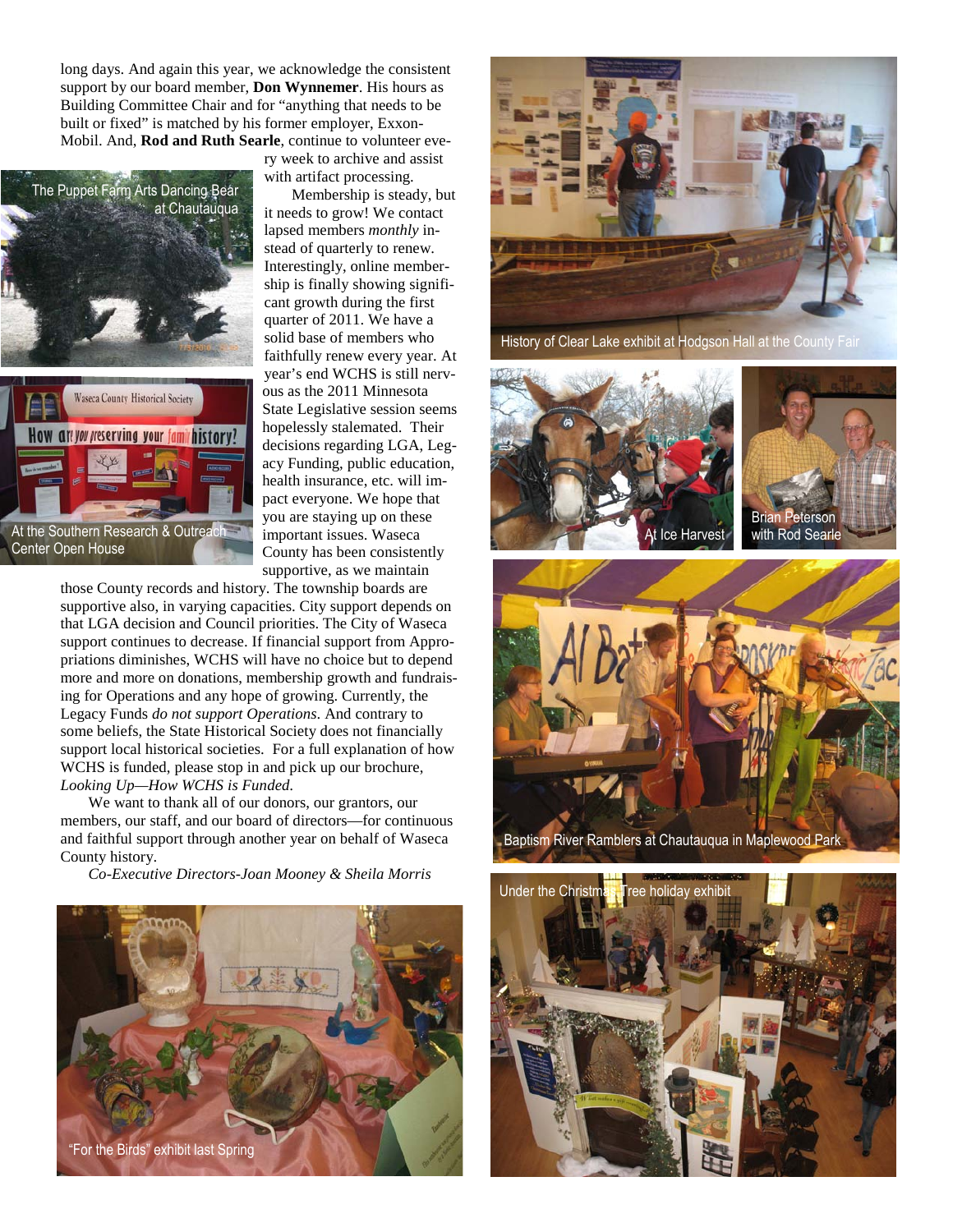long days. And again this year, we acknowledge the consistent support by our board member, **Don Wynnemer**. His hours as Building Committee Chair and for "anything that needs to be built or fixed" is matched by his former employer, Exxon-Mobil. And, **Rod and Ruth Searle**, continue to volunteer every week to archive and assist with artifact processing.

Membership is steady, but it needs to grow! We contact lapsed members *monthly* instead of quarterly to renew. Interestingly, online membership is finally showing significant growth during the first quarter of 2011. We have a solid base of members who faithfully renew every year. At year's end WCHS is still nervous as the 2011 Minnesota State Legislative session seems hopelessly stalemated. Their decisions regarding LGA, Legacy Funding, public education, health insurance, etc. will impact everyone. We hope that you are staying up on these important issues. Waseca County has been consistently supportive, as we maintain those County records and history. The township boards are supportive also, in varying capacities. City support depends on that LGA decision and Council priorities. The City of Waseca support continues to decrease. If financial support from Appropriations diminishes, WCHS will have no choice but to depend more and more on donations, membership growth and fundraising for Operations and any hope of growing. Currently, the Legacy Funds *do not support Operations*. And contrary to some beliefs, the State Historical Society does not financially support local historical societies. For a full explanation of how WCHS is funded, please stop in and pick up our brochure, *Looking Up—How WCHS is Funded.*

We want to thank all of our donors, our grantors, our members, our staff, and our board of directors—for continuous and faithful support through another year on behalf of Waseca County history.

*Co-Executive Directors-Joan Mooney & Sheila Morris*

The Puppet Farm Arts Dancing Bear at Chautauqua

At the Southern Research & Outreach Center Open House

"For the Birds" exhibit last Spring

History of Clear Lake exhibit at Hodgson Hall at the County Fair

At Ice Harvest

Brian Peterson with Rod Searle

Baptism River Ramblers at Chautauqua in Maplewood Park

Under the Christmas Tree holiday exhibit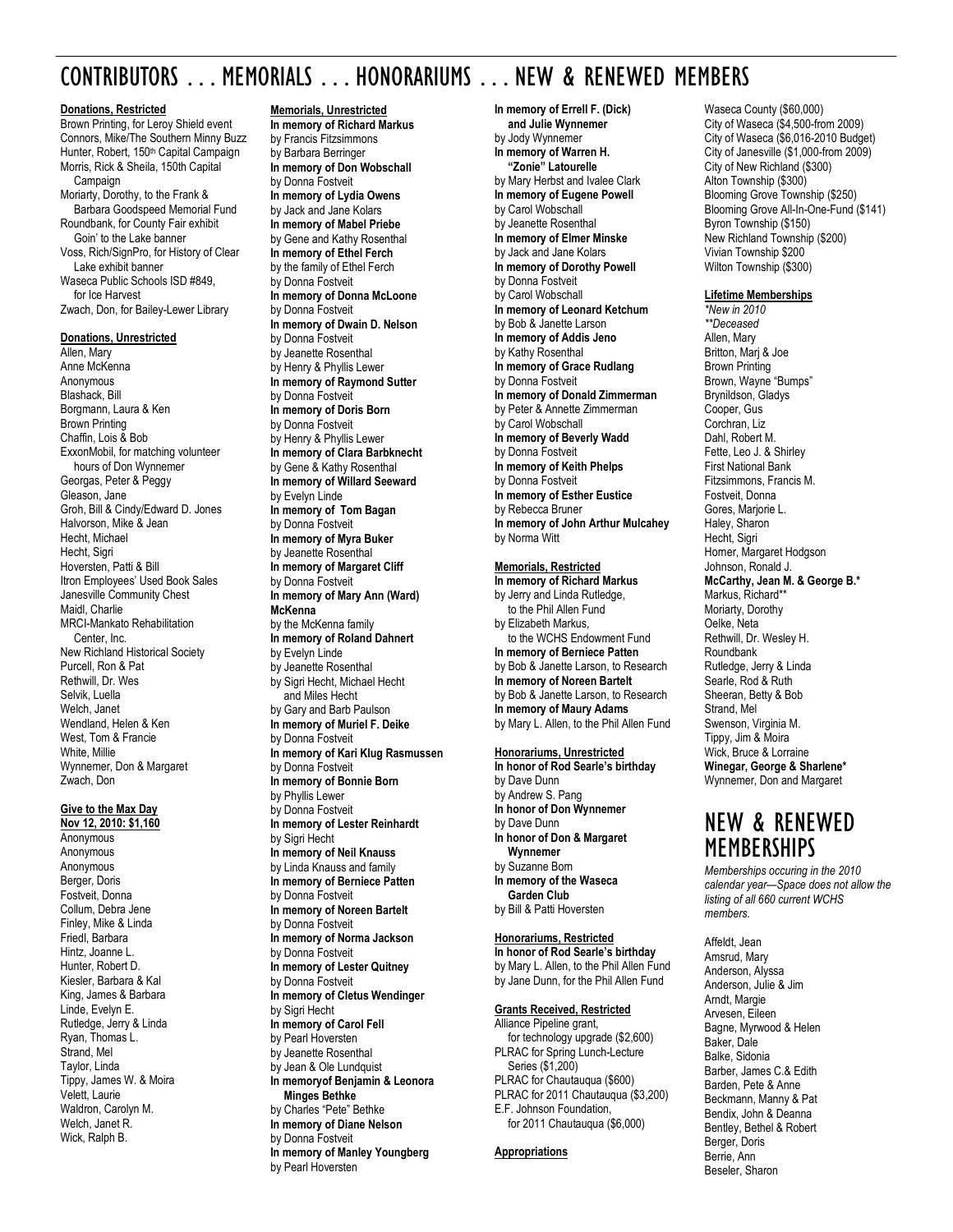# CONTRIBUTORS . . . MEMORIALS . . . HONORARIUMS . . . NEW & RENEWED MEMBERS

**Donations, Restricted**

Brown Printing, for Leroy Shield event
Connors, Mike/The Southern Minny Buzz
Hunter, Robert, 150th Capital Campaign
Morris, Rick & Sheila, 150th Capital Campaign
Moriarty, Dorothy, to the Frank & Barbara Goodspeed Memorial Fund
Roundbank, for County Fair exhibit Goin' to the Lake banner
Voss, Rich/SignPro, for History of Clear Lake exhibit banner
Waseca Public Schools ISD #849, for Ice Harvest
Zwach, Don, for Bailey-Lewer Library

**Donations, Unrestricted**

Allen, Mary
Anne McKenna
Anonymous
Blashack, Bill
Borgmann, Laura & Ken
Brown Printing
Chaffin, Lois & Bob
ExxonMobil, for matching volunteer hours of Don Wynnemer
Georgas, Peter & Peggy
Gleason, Jane
Groh, Bill & Cindy/Edward D. Jones
Halvorson, Mike & Jean
Hecht, Michael
Hecht, Sigri
Hoversten, Patti & Bill
Itron Employees' Used Book Sales
Janesville Community Chest
Maidl, Charlie
MRCI-Mankato Rehabilitation Center, Inc.
New Richland Historical Society
Purcell, Ron & Pat
Rethwill, Dr. Wes
Selvik, Luella
Welch, Janet
Wendland, Helen & Ken
West, Tom & Francie
White, Millie
Wynnemer, Don & Margaret
Zwach, Don

**Give to the Max Day Nov 12, 2010: $1,160**

Anonymous
Anonymous
Anonymous
Berger, Doris
Fostveit, Donna
Collum, Debra Jene
Finley, Mike & Linda
Friedl, Barbara
Hintz, Joanne L.
Hunter, Robert D.
Kiesler, Barbara & Kal
King, James & Barbara
Linde, Evelyn E.
Rutledge, Jerry & Linda
Ryan, Thomas L.
Strand, Mel
Taylor, Linda
Tippy, James W. & Moira
Velett, Laurie
Waldron, Carolyn M.
Welch, Janet R.
Wick, Ralph B.

**Memorials, Unrestricted**

**In memory of Richard Markus**
by Francis Fitzsimmons
by Barbara Berringer
**In memory of Don Wobschall**
by Donna Fostveit
**In memory of Lydia Owens**
by Jack and Jane Kolars
**In memory of Mabel Priebe**
by Gene and Kathy Rosenthal
**In memory of Ethel Ferch**
by the family of Ethel Ferch
by Donna Fostveit
**In memory of Donna McLoone**
by Donna Fostveit
**In memory of Dwain D. Nelson**
by Donna Fostveit
by Jeanette Rosenthal
by Henry & Phyllis Lewer
**In memory of Raymond Sutter**
by Donna Fostveit
**In memory of Doris Born**
by Donna Fostveit
by Henry & Phyllis Lewer
**In memory of Clara Barbknecht**
by Gene & Kathy Rosenthal
**In memory of Willard Seeward**
by Evelyn Linde
**In memory of Tom Bagan**
by Donna Fostveit
**In memory of Myra Buker**
by Jeanette Rosenthal
**In memory of Margaret Cliff**
by Donna Fostveit
**In memory of Mary Ann (Ward) McKenna**
by the McKenna family
**In memory of Roland Dahnert**
by Evelyn Linde
by Jeanette Rosenthal
by Sigri Hecht, Michael Hecht and Miles Hecht
by Gary and Barb Paulson
**In memory of Muriel F. Deike**
by Donna Fostveit
**In memory of Kari Klug Rasmussen**
by Donna Fostveit
**In memory of Bonnie Born**
by Phyllis Lewer
by Donna Fostveit
**In memory of Lester Reinhardt**
by Sigri Hecht
**In memory of Neil Knauss**
by Linda Knauss and family
**In memory of Berniece Patten**
by Donna Fostveit
**In memory of Noreen Bartelt**
by Donna Fostveit
**In memory of Norma Jackson**
by Donna Fostveit
**In memory of Lester Quitney**
by Donna Fostveit
**In memory of Cletus Wendinger**
by Sigri Hecht
**In memory of Carol Fell**
by Pearl Hoversten
by Jeanette Rosenthal
by Jean & Ole Lundquist
**In memoryof Benjamin & Leonora Minges Bethke**
by Charles "Pete" Bethke
**In memory of Diane Nelson**
by Donna Fostveit
**In memory of Manley Youngberg**
by Pearl Hoversten
**In memory of Errell F. (Dick) and Julie Wynnemer**
by Jody Wynnemer
**In memory of Warren H. "Zonie" Latourelle**
by Mary Herbst and Ivalee Clark
**In memory of Eugene Powell**
by Carol Wobschall
by Jeanette Rosenthal
**In memory of Elmer Minske**
by Jack and Jane Kolars
**In memory of Dorothy Powell**
by Donna Fostveit
by Carol Wobschall
**In memory of Leonard Ketchum**
by Bob & Janette Larson
**In memory of Addis Jeno**
by Kathy Rosenthal
**In memory of Grace Rudlang**
by Donna Fostveit
**In memory of Donald Zimmerman**
by Peter & Annette Zimmerman
by Carol Wobschall
**In memory of Beverly Wadd**
by Donna Fostveit
**In memory of Keith Phelps**
by Donna Fostveit
**In memory of Esther Eustice**
by Rebecca Bruner
**In memory of John Arthur Mulcahey**
by Norma Witt

**Memorials, Restricted**

**In memory of Richard Markus**
by Jerry and Linda Rutledge, to the Phil Allen Fund
by Elizabeth Markus, to the WCHS Endowment Fund
**In memory of Berniece Patten**
by Bob & Janette Larson, to Research
**In memory of Noreen Bartelt**
by Bob & Janette Larson, to Research
**In memory of Maury Adams**
by Mary L. Allen, to the Phil Allen Fund

**Honorariums, Unrestricted**

**In honor of Rod Searle's birthday**
by Dave Dunn
by Andrew S. Pang
**In honor of Don Wynnemer**
by Dave Dunn
**In honor of Don & Margaret Wynnemer**
by Suzanne Born
**In memory of the Waseca Garden Club**
by Bill & Patti Hoversten

**Honorariums, Restricted**

**In honor of Rod Searle's birthday**
by Mary L. Allen, to the Phil Allen Fund
by Jane Dunn, for the Phil Allen Fund

**Grants Received, Restricted**

Alliance Pipeline grant, for technology upgrade ($2,600)
PLRAC for Spring Lunch-Lecture Series ($1,200)
PLRAC for Chautauqua ($600)
PLRAC for 2011 Chautauqua ($3,200)
E.F. Johnson Foundation, for 2011 Chautauqua ($6,000)

**Appropriations**

Waseca County ($60,000)
City of Waseca ($4,500-from 2009)
City of Waseca ($6,016-2010 Budget)
City of Janesville ($1,000-from 2009)
City of New Richland ($300)
Alton Township ($300)
Blooming Grove Township ($250)
Blooming Grove All-In-One-Fund ($141)
Byron Township ($150)
New Richland Township ($200)
Vivian Township $200
Wilton Township ($300)

**Lifetime Memberships**

*\*New in 2010*
*\*\*Deceased*

Allen, Mary
Britton, Marj & Joe
Brown Printing
Brown, Wayne "Bumps"
Brynildson, Gladys
Cooper, Gus
Corchran, Liz
Dahl, Robert M.
Fette, Leo J. & Shirley
First National Bank
Fitzsimmons, Francis M.
Fostveit, Donna
Gores, Marjorie L.
Haley, Sharon
Hecht, Sigri
Horner, Margaret Hodgson
Johnson, Ronald J.
**McCarthy, Jean M. & George B.***
Markus, Richard**
Moriarty, Dorothy
Oelke, Neta
Rethwill, Dr. Wesley H.
Roundbank
Rutledge, Jerry & Linda
Searle, Rod & Ruth
Sheeran, Betty & Bob
Strand, Mel
Swenson, Virginia M.
Tippy, Jim & Moira
Wick, Bruce & Lorraine
**Winegar, George & Sharlene***
Wynnemer, Don and Margaret

## NEW & RENEWED MEMBERSHIPS

*Memberships occuring in the 2010 calendar year—Space does not allow the listing of all 660 current WCHS members.*

Affeldt, Jean
Amsrud, Mary
Anderson, Alyssa
Anderson, Julie & Jim
Arndt, Margie
Arvesen, Eileen
Bagne, Myrwood & Helen
Baker, Dale
Balke, Sidonia
Barber, James C.& Edith
Barden, Pete & Anne
Beckmann, Manny & Pat
Bendix, John & Deanna
Bentley, Bethel & Robert
Berger, Doris
Berrie, Ann
Beseler, Sharon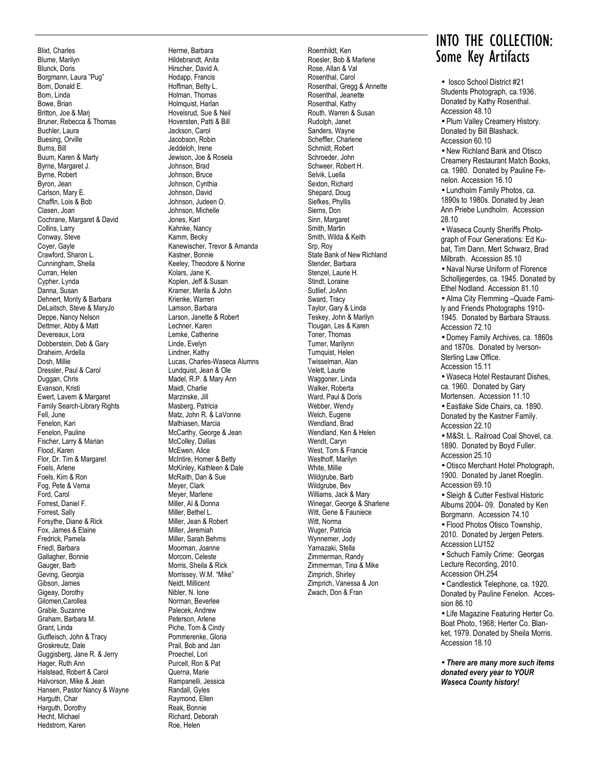Blixt, Charles
Blume, Marilyn
Blunck, Doris
Borgmann, Laura "Pug"
Born, Donald E.
Born, Linda
Bowe, Brian
Britton, Joe & Marj
Bruner, Rebecca & Thomas
Buchler, Laura
Buesing, Orville
Burns, Bill
Buum, Karen & Marty
Byrne, Margaret J.
Byrne, Robert
Byron, Jean
Carlson, Mary E.
Chaffin, Lois & Bob
Clasen, Joan
Cochrane, Margaret & David
Collins, Larry
Conway, Steve
Coyer, Gayle
Crawford, Sharon L.
Cunningham, Sheila
Curran, Helen
Cypher, Lynda
Danna, Susan
Dehnert, Monty & Barbara
DeLaitsch, Steve & MaryJo
Deppe, Nancy Nelson
Dettmer, Abby & Matt
Devereaux, Lora
Dobberstein, Deb & Gary
Draheim, Ardella
Dosh, Millie
Dressler, Paul & Carol
Duggan, Chris
Evanson, Kristi
Ewert, Lavern & Margaret
Family Search-Library Rights
Fell, June
Fenelon, Kari
Fenelon, Pauline
Fischer, Larry & Marian
Flood, Karen
Flor, Dr. Tim & Margaret
Foels, Arlene
Foels, Kim & Ron
Fog, Pete & Verna
Ford, Carol
Forrest, Daniel F.
Forrest, Sally
Forsythe, Diane & Rick
Fox, James & Elaine
Fredrick, Pamela
Friedl, Barbara
Gallagher, Bonnie
Gauger, Barb
Geving, Georgia
Gibson, James
Gigeay, Dorothy
Gilomen,Carollea
Grable, Suzanne
Graham, Barbara M.
Grant, Linda
Gutfleisch, John & Tracy
Groskreutz, Dale
Guggisberg, Jane R. & Jerry
Hager, Ruth Ann
Halstead, Robert & Carol
Halvorson, Mike & Jean
Hansen, Pastor Nancy & Wayne
Harguth, Char
Harguth, Dorothy
Hecht, Michael
Hedstrom, Karen
Herme, Barbara
Hildebrandt, Anita
Hirscher, David A.
Hodapp, Francis
Hoffman, Betty L.
Holman, Thomas
Holmquist, Harlan
Hovelsrud, Sue & Neil
Hoversten, Patti & Bill
Jackson, Carol
Jacobson, Robin
Jeddeloh, Irene
Jewison, Joe & Rosela
Johnson, Brad
Johnson, Bruce
Johnson, Cynthia
Johnson, David
Johnson, Judeen O.
Johnson, Michelle
Jones, Karl
Kahnke, Nancy
Kamm, Becky
Kanewischer, Trevor & Amanda
Kastner, Bonnie
Keeley, Theodore & Norine
Kolars, Jane K.
Koplen, Jeff & Susan
Kramer, Merila & John
Krienke, Warren
Lamson, Barbara
Larson, Janette & Robert
Lechner, Karen
Lemke, Catherine
Linde, Evelyn
Lindner, Kathy
Lucas, Charles-Waseca Alumns
Lundquist, Jean & Ole
Madel, R.P. & Mary Ann
Maidl, Charlie
Marzinske, Jill
Masberg, Patricia
Matz, John R. & LaVonne
Mathiasen, Marcia
McCarthy, George & Jean
McColley, Dallas
McEwen, Alice
McIntire, Homer & Betty
McKinley, Kathleen & Dale
McRaith, Dan & Sue
Meyer, Clark
Meyer, Marlene
Miller, Al & Donna
Miller, Bethel L.
Miller, Jean & Robert
Miller, Jeremiah
Miller, Sarah Behrns
Moorman, Joanne
Morcom, Celeste
Morris, Sheila & Rick
Morrissey, W.M. "Mike"
Neidt, Millicent
Nibler, N. Ione
Norman, Beverlee
Palecek, Andrew
Peterson, Arlene
Piche, Tom & Cindy
Pommerenke, Gloria
Prail, Bob and Jan
Proechel, Lori
Purcell, Ron & Pat
Querna, Marie
Rampanelli, Jessica
Randall, Gyles
Raymond, Ellen
Reak, Bonnie
Richard, Deborah
Roe, Helen
Roemhildt, Ken
Roesler, Bob & Marlene
Rose, Allan & Val
Rosenthal, Carol
Rosenthal, Gregg & Annette
Rosenthal, Jeanette
Rosenthal, Kathy
Routh, Warren & Susan
Rudolph, Janet
Sanders, Wayne
Scheffler, Charlene
Schmidt, Robert
Schroeder, John
Schweer, Robert H.
Selvik, Luella
Sexton, Richard
Shepard, Doug
Siefkes, Phyllis
Siems, Don
Sinn, Margaret
Smith, Martin
Smith, Wilda & Keith
Srp, Roy
State Bank of New Richland
Stender, Barbara
Stenzel, Laurie H.
Stindt, Loraine
Sutlief, JoAnn
Sward, Tracy
Taylor, Gary & Linda
Teskey, John & Marilyn
Tlougan, Les & Karen
Toner, Thomas
Turner, Marilynn
Turnquist, Helen
Twisselman, Alan
Velett, Laurie
Waggoner, Linda
Walker, Roberta
Ward, Paul & Doris
Webber, Wendy
Welch, Eugene
Wendland, Brad
Wendland, Ken & Helen
Wendt, Caryn
West, Tom & Francie
Westhoff, Marilyn
White, Millie
Wildgrube, Barb
Wildgrube, Bev
Williams, Jack & Mary
Winegar, George & Sharlene
Witt, Gene & Fauniece
Witt, Norma
Wuger, Patricia
Wynnemer, Jody
Yamazaki, Stella
Zimmerman, Randy
Zimmerman, Tina & Mike
Zimprich, Shirley
Zimprich, Vanessa & Jon
Zwach, Don & Fran

# INTO THE COLLECTION: Some Key Artifacts

- Iosco School District #21 Students Photograph, ca.1936. Donated by Kathy Rosenthal. Accession 48.10
- Plum Valley Creamery History. Donated by Bill Blashack. Accession 60.10
- New Richland Bank and Otisco Creamery Restaurant Match Books, ca. 1980. Donated by Pauline Fenelon. Accession 16.10
- Lundholm Family Photos, ca. 1890s to 1980s. Donated by Jean Ann Priebe Lundholm. Accession 28.10
- Waseca County Sheriffs Photograph of Four Generations: Ed Kubat, Tim Dann, Mert Schwarz, Brad Milbrath. Accession 85.10
- Naval Nurse Uniform of Florence Scholljegerdes, ca. 1945. Donated by Ethel Nodland. Accession 81.10
- Alma City Flemming –Quade Family and Friends Photographs 1910-1945. Donated by Barbara Strauss. Accession 72.10
- Domey Family Archives, ca. 1860s and 1870s. Donated by Iverson-Sterling Law Office. Accession 15.11
- Waseca Hotel Restaurant Dishes, ca. 1960. Donated by Gary Mortensen. Accession 11.10
- Eastlake Side Chairs, ca. 1890. Donated by the Kastner Family. Accession 22.10
- M&St. L. Railroad Coal Shovel, ca. 1890. Donated by Boyd Fuller. Accession 25.10
- Otisco Merchant Hotel Photograph, 1900. Donated by Janet Roeglin. Accession 69.10
- Sleigh & Cutter Festival Historic Albums 2004- 09. Donated by Ken Borgmann. Accession 74.10
- Flood Photos Otisco Township, 2010. Donated by Jergen Peters. Accession LU152
- Schuch Family Crime: Georgas Lecture Recording, 2010. Accession OH.254
- Candlestick Telephone, ca. 1920. Donated by Pauline Fenelon. Accession 86.10
- Life Magazine Featuring Herter Co. Boat Photo, 1968; Herter Co. Blanket, 1979. Donated by Sheila Morris. Accession 18.10

***• There are many more such items donated every year to YOUR Waseca County history!***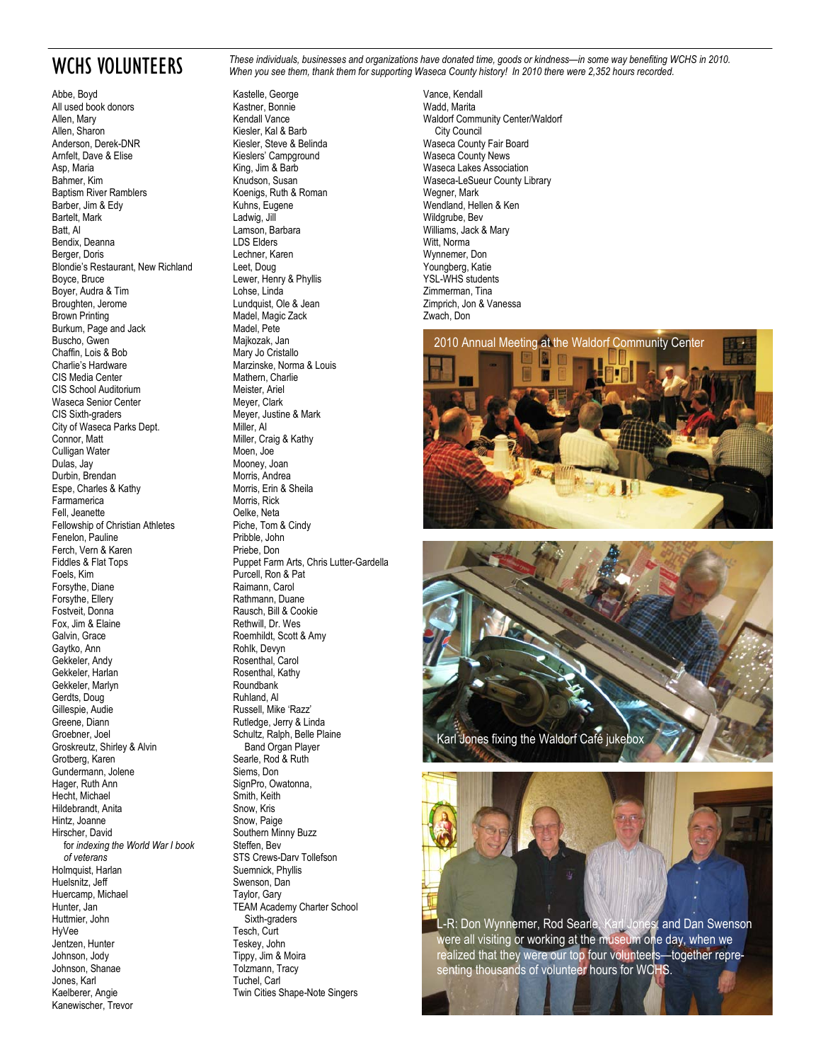# WCHS VOLUNTEERS

*These individuals, businesses and organizations have donated time, goods or kindness—in some way benefiting WCHS in 2010. When you see them, thank them for supporting Waseca County history! In 2010 there were 2,352 hours recorded.*

Abbe, Boyd
All used book donors
Allen, Mary
Allen, Sharon
Anderson, Derek-DNR
Arnfelt, Dave & Elise
Asp, Maria
Bahmer, Kim
Baptism River Ramblers
Barber, Jim & Edy
Bartelt, Mark
Batt, Al
Bendix, Deanna
Berger, Doris
Blondie's Restaurant, New Richland
Boyce, Bruce
Boyer, Audra & Tim
Broughten, Jerome
Brown Printing
Burkum, Page and Jack
Buscho, Gwen
Chaffin, Lois & Bob
Charlie's Hardware
CIS Media Center
CIS School Auditorium
Waseca Senior Center
CIS Sixth-graders
City of Waseca Parks Dept.
Connor, Matt
Culligan Water
Dulas, Jay
Durbin, Brendan
Espe, Charles & Kathy
Farmamerica
Fell, Jeanette
Fellowship of Christian Athletes
Fenelon, Pauline
Ferch, Vern & Karen
Fiddles & Flat Tops
Foels, Kim
Forsythe, Diane
Forsythe, Ellery
Fostveit, Donna
Fox, Jim & Elaine
Galvin, Grace
Gaytko, Ann
Gekkeler, Andy
Gekkeler, Harlan
Gekkeler, Marlyn
Gerdts, Doug
Gillespie, Audie
Greene, Diann
Groebner, Joel
Groskreutz, Shirley & Alvin
Grotberg, Karen
Gundermann, Jolene
Hager, Ruth Ann
Hecht, Michael
Hildebrandt, Anita
Hintz, Joanne
Hirscher, David
*for indexing the World War I book of veterans*
Holmquist, Harlan
Huelsnitz, Jeff
Huercamp, Michael
Hunter, Jan
Huttmier, John
HyVee
Jentzen, Hunter
Johnson, Jody
Johnson, Shanae
Jones, Karl
Kaelberer, Angie
Kanewischer, Trevor
Kastelle, George
Kastner, Bonnie
Kendall Vance
Kiesler, Kal & Barb
Kiesler, Steve & Belinda
Kieslers' Campground
King, Jim & Barb
Knudson, Susan
Koenigs, Ruth & Roman
Kuhns, Eugene
Ladwig, Jill
Lamson, Barbara
LDS Elders
Lechner, Karen
Leet, Doug
Lewer, Henry & Phyllis
Lohse, Linda
Lundquist, Ole & Jean
Madel, Magic Zack
Madel, Pete
Majkozak, Jan
Mary Jo Cristallo
Marzinske, Norma & Louis
Mathern, Charlie
Meister, Ariel
Meyer, Clark
Meyer, Justine & Mark
Miller, Al
Miller, Craig & Kathy
Moen, Joe
Mooney, Joan
Morris, Andrea
Morris, Erin & Sheila
Morris, Rick
Oelke, Neta
Piche, Tom & Cindy
Pribble, John
Priebe, Don
Puppet Farm Arts, Chris Lutter-Gardella
Purcell, Ron & Pat
Raimann, Carol
Rathmann, Duane
Rausch, Bill & Cookie
Rethwill, Dr. Wes
Roemhildt, Scott & Amy
Rohlk, Devyn
Rosenthal, Carol
Rosenthal, Kathy
Roundbank
Ruhland, Al
Russell, Mike 'Razz'
Rutledge, Jerry & Linda
Schultz, Ralph, Belle Plaine Band Organ Player
Searle, Rod & Ruth
Siems, Don
SignPro, Owatonna,
Smith, Keith
Snow, Kris
Snow, Paige
Southern Minny Buzz
Steffen, Bev
STS Crews-Darv Tollefson
Suemnick, Phyllis
Swenson, Dan
Taylor, Gary
TEAM Academy Charter School Sixth-graders
Tesch, Curt
Teskey, John
Tippy, Jim & Moira
Tolzmann, Tracy
Tuchel, Carl
Twin Cities Shape-Note Singers
Vance, Kendall
Wadd, Marita
Waldorf Community Center/Waldorf City Council
Waseca County Fair Board
Waseca County News
Waseca Lakes Association
Waseca-LeSueur County Library
Wegner, Mark
Wendland, Hellen & Ken
Wildgrube, Bev
Williams, Jack & Mary
Witt, Norma
Wynnemer, Don
Youngberg, Katie
YSL-WHS students
Zimmerman, Tina
Zimprich, Jon & Vanessa
Zwach, Don

2010 Annual Meeting at the Waldorf Community Center

Karl Jones fixing the Waldorf Café jukebox

L-R: Don Wynnemer, Rod Searle, Karl Jones, and Dan Swenson were all visiting or working at the museum one day, when we realized that they were our top four volunteers—together representing thousands of volunteer hours for WCHS.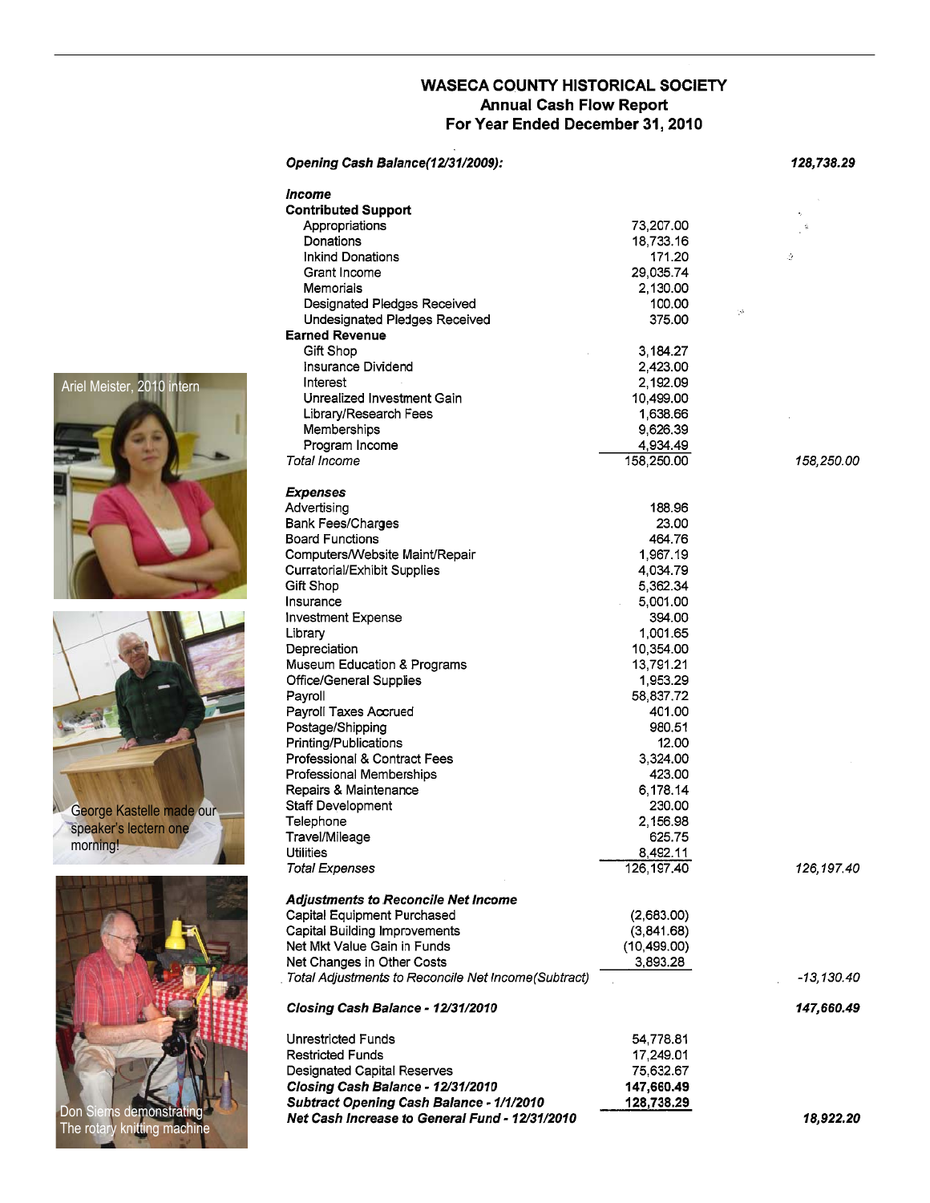# WASECA COUNTY HISTORICAL SOCIETY
## Annual Cash Flow Report
## For Year Ended December 31, 2010

| | | |
|---|---|---|
| ***Opening Cash Balance(12/31/2009):*** | | ***128,738.29*** |
| ***Income*** | | |
| **Contributed Support** | | |
| Appropriations | 73,207.00 | |
| Donations | 18,733.16 | |
| Inkind Donations | 171.20 | |
| Grant Income | 29,035.74 | |
| Memorials | 2,130.00 | |
| Designated Pledges Received | 100.00 | |
| Undesignated Pledges Received | 375.00 | |
| **Earned Revenue** | | |
| Gift Shop | 3,184.27 | |
| Insurance Dividend | 2,423.00 | |
| Interest | 2,192.09 | |
| Unrealized Investment Gain | 10,499.00 | |
| Library/Research Fees | 1,638.66 | |
| Memberships | 9,626.39 | |
| Program Income | 4,934.49 | |
| *Total Income* | 158,250.00 | *158,250.00* |
| ***Expenses*** | | |
| Advertising | 188.96 | |
| Bank Fees/Charges | 23.00 | |
| Board Functions | 464.76 | |
| Computers/Website Maint/Repair | 1,967.19 | |
| Curratorial/Exhibit Supplies | 4,034.79 | |
| Gift Shop | 5,362.34 | |
| Insurance | 5,001.00 | |
| Investment Expense | 394.00 | |
| Library | 1,001.65 | |
| Depreciation | 10,354.00 | |
| Museum Education & Programs | 13,791.21 | |
| Office/General Supplies | 1,953.29 | |
| Payroll | 58,837.72 | |
| Payroll Taxes Accrued | 401.00 | |
| Postage/Shipping | 980.51 | |
| Printing/Publications | 12.00 | |
| Professional & Contract Fees | 3,324.00 | |
| Professional Memberships | 423.00 | |
| Repairs & Maintenance | 6,178.14 | |
| Staff Development | 230.00 | |
| Telephone | 2,156.98 | |
| Travel/Mileage | 625.75 | |
| Utilities | 8,492.11 | |
| *Total Expenses* | 126,197.40 | *126,197.40* |
| ***Adjustments to Reconcile Net Income*** | | |
| Capital Equipment Purchased | (2,683.00) | |
| Capital Building Improvements | (3,841.68) | |
| Net Mkt Value Gain in Funds | (10,499.00) | |
| Net Changes in Other Costs | 3,893.28 | |
| *Total Adjustments to Reconcile Net Income(Subtract)* | | *-13,130.40* |
| ***Closing Cash Balance - 12/31/2010*** | | ***147,660.49*** |
| Unrestricted Funds | 54,778.81 | |
| Restricted Funds | 17,249.01 | |
| Designated Capital Reserves | 75,632.67 | |
| ***Closing Cash Balance - 12/31/2010*** | **147,660.49** | |
| ***Subtract Opening Cash Balance - 1/1/2010*** | **128,738.29** | |
| ***Net Cash Increase to General Fund - 12/31/2010*** | | ***18,922.20*** |

Ariel Meister, 2010 intern

George Kastelle made our speaker's lectern one morning!

Don Siems demonstrating The rotary knitting machine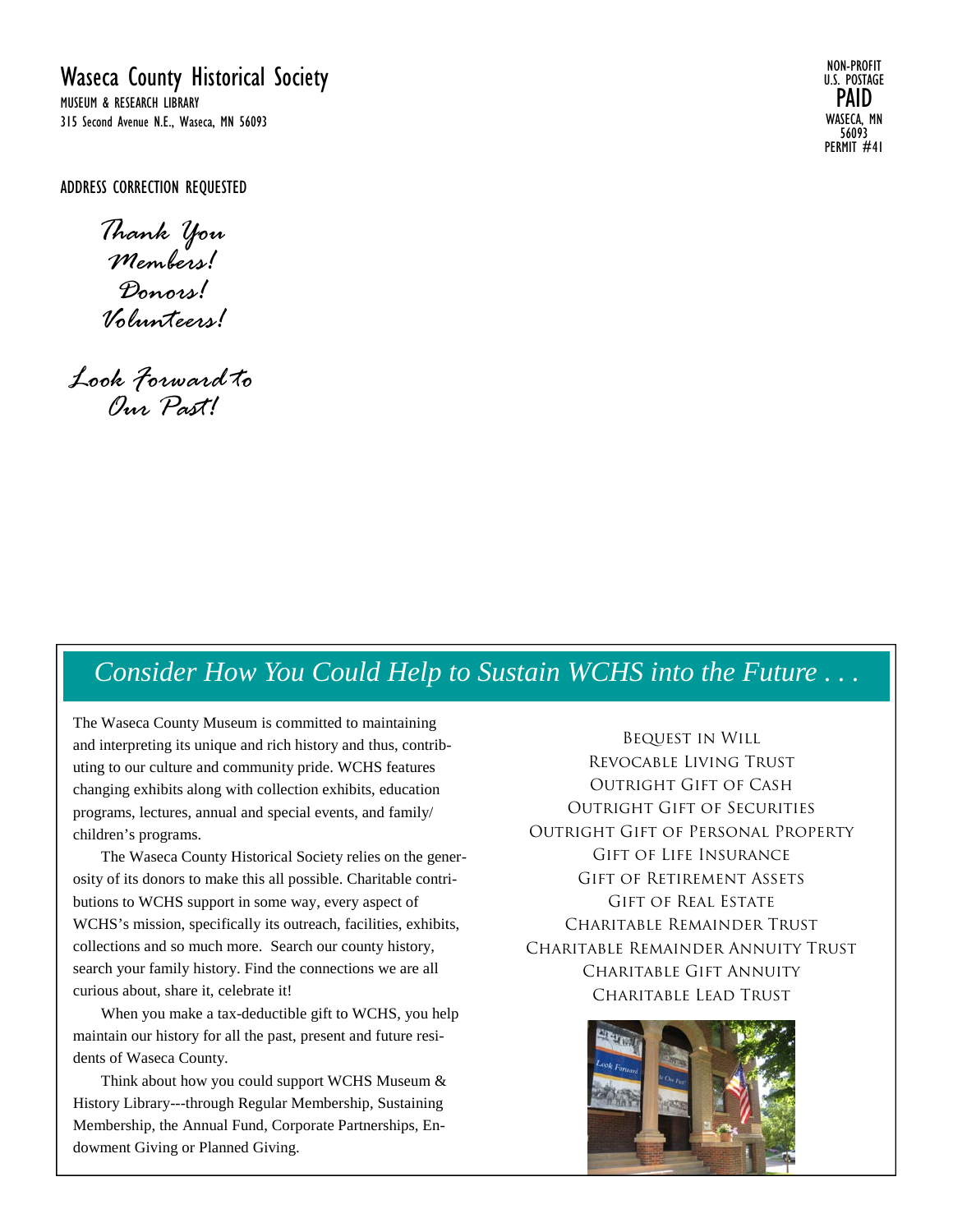Waseca County Historical Society

MUSEUM & RESEARCH LIBRARY

315 Second Avenue N.E., Waseca, MN 56093

NON-PROFIT
U.S. POSTAGE
PAID
WASECA, MN
56093
PERMIT #41

ADDRESS CORRECTION REQUESTED

*Thank You*
*Members!*
*Donors!*
*Volunteers!*

*Look Forward to*
*Our Past!*

## *Consider How You Could Help to Sustain WCHS into the Future . . .*

The Waseca County Museum is committed to maintaining and interpreting its unique and rich history and thus, contributing to our culture and community pride. WCHS features changing exhibits along with collection exhibits, education programs, lectures, annual and special events, and family/children's programs.

The Waseca County Historical Society relies on the generosity of its donors to make this all possible. Charitable contributions to WCHS support in some way, every aspect of WCHS's mission, specifically its outreach, facilities, exhibits, collections and so much more. Search our county history, search your family history. Find the connections we are all curious about, share it, celebrate it!

When you make a tax-deductible gift to WCHS, you help maintain our history for all the past, present and future residents of Waseca County.

Think about how you could support WCHS Museum & History Library---through Regular Membership, Sustaining Membership, the Annual Fund, Corporate Partnerships, Endowment Giving or Planned Giving.

Bequest in Will
Revocable Living Trust
Outright Gift of Cash
Outright Gift of Securities
Outright Gift of Personal Property
Gift of Life Insurance
Gift of Retirement Assets
Gift of Real Estate
Charitable Remainder Trust
Charitable Remainder Annuity Trust
Charitable Gift Annuity
Charitable Lead Trust